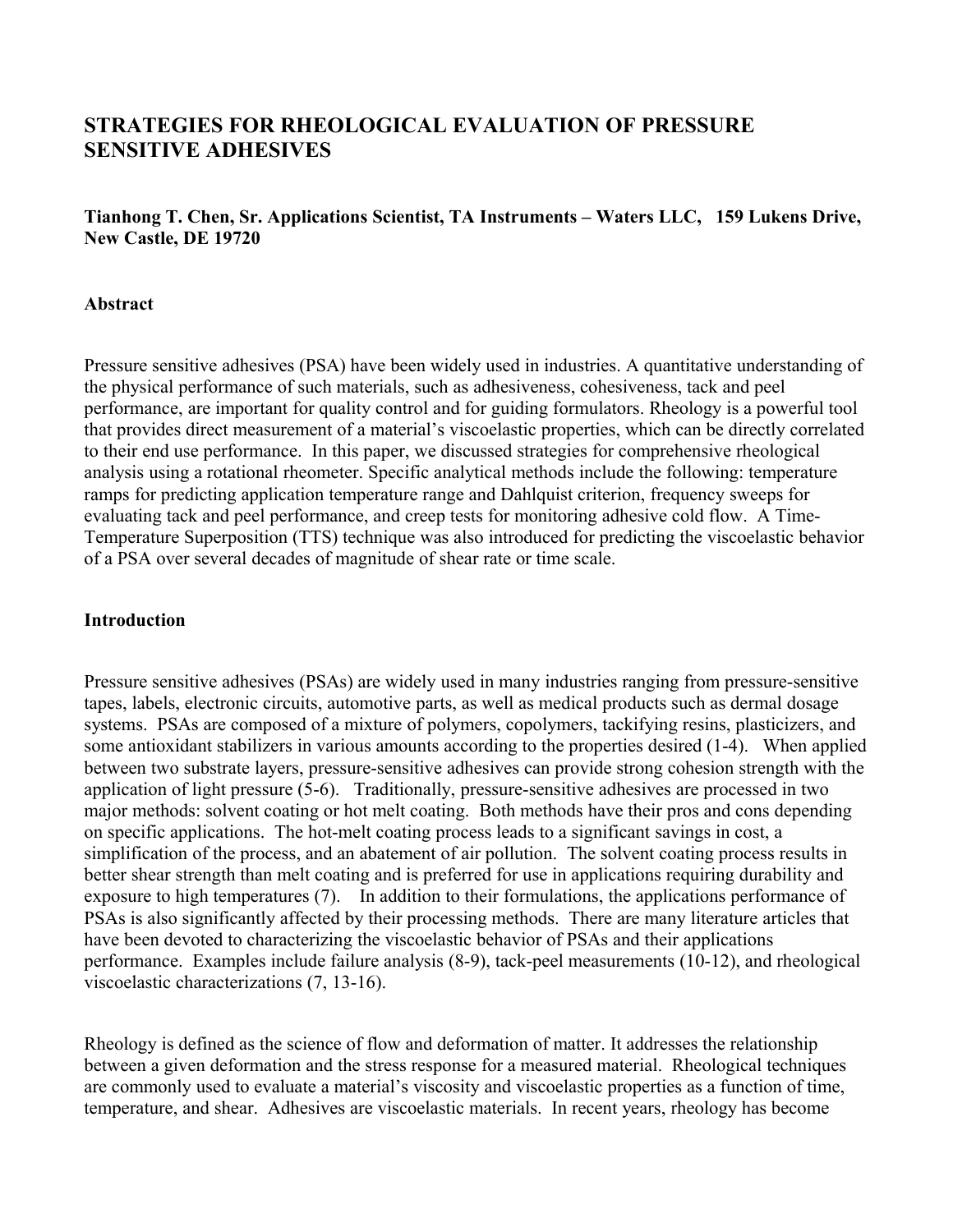# STRATEGIES FOR RHEOLOGICAL EVALUATION OF PRESSURE SENSITIVE ADHESIVES

**Tianhong T. Chen, Sr. Applications Scientist, TA Instruments – Waters LLC, 159 Lukens Drive, New Castle, DE 19720**

## Abstract

Pressure sensitive adhesives (PSA) have been widely used in industries. A quantitative understanding of the physical performance of such materials, such as adhesiveness, cohesiveness, tack and peel performance, are important for quality control and for guiding formulators. Rheology is a powerful tool that provides direct measurement of a material's viscoelastic properties, which can be directly correlated to their end use performance. In this paper, we discussed strategies for comprehensive rheological analysis using a rotational rheometer. Specific analytical methods include the following: temperature ramps for predicting application temperature range and Dahlquist criterion, frequency sweeps for evaluating tack and peel performance, and creep tests for monitoring adhesive cold flow. A Time-Temperature Superposition (TTS) technique was also introduced for predicting the viscoelastic behavior of a PSA over several decades of magnitude of shear rate or time scale.

## Introduction

Pressure sensitive adhesives (PSAs) are widely used in many industries ranging from pressure-sensitive tapes, labels, electronic circuits, automotive parts, as well as medical products such as dermal dosage systems. PSAs are composed of a mixture of polymers, copolymers, tackifying resins, plasticizers, and some antioxidant stabilizers in various amounts according to the properties desired (1-4). When applied between two substrate layers, pressure-sensitive adhesives can provide strong cohesion strength with the application of light pressure (5-6). Traditionally, pressure-sensitive adhesives are processed in two major methods: solvent coating or hot melt coating. Both methods have their pros and cons depending on specific applications. The hot-melt coating process leads to a significant savings in cost, a simplification of the process, and an abatement of air pollution. The solvent coating process results in better shear strength than melt coating and is preferred for use in applications requiring durability and exposure to high temperatures (7). In addition to their formulations, the applications performance of PSAs is also significantly affected by their processing methods. There are many literature articles that have been devoted to characterizing the viscoelastic behavior of PSAs and their applications performance. Examples include failure analysis (8-9), tack-peel measurements (10-12), and rheological viscoelastic characterizations (7, 13-16).

Rheology is defined as the science of flow and deformation of matter. It addresses the relationship between a given deformation and the stress response for a measured material. Rheological techniques are commonly used to evaluate a material's viscosity and viscoelastic properties as a function of time, temperature, and shear. Adhesives are viscoelastic materials. In recent years, rheology has become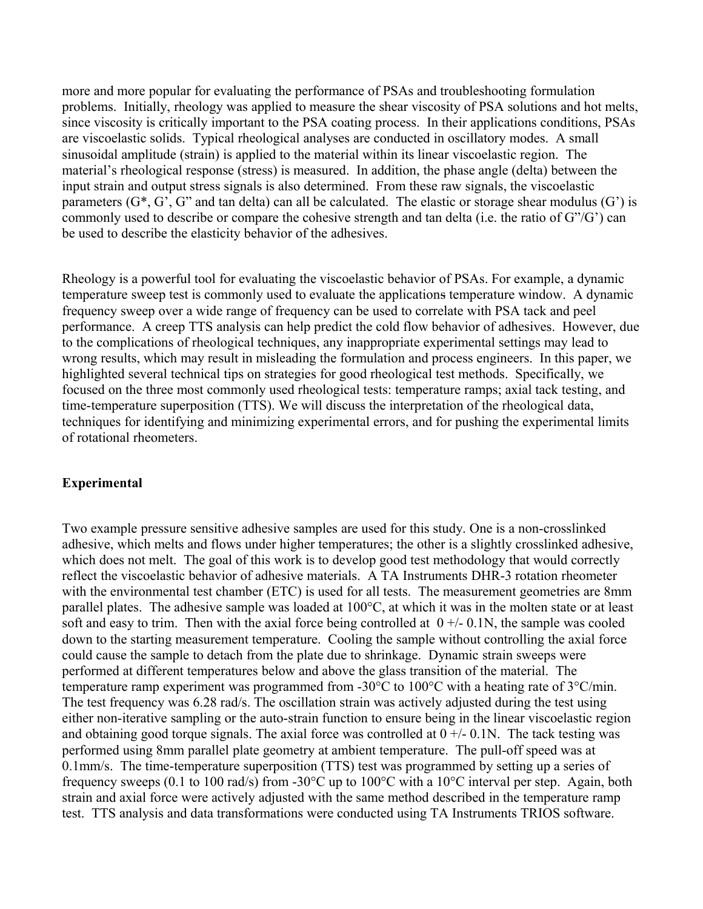more and more popular for evaluating the performance of PSAs and troubleshooting formulation problems. Initially, rheology was applied to measure the shear viscosity of PSA solutions and hot melts, since viscosity is critically important to the PSA coating process. In their applications conditions, PSAs are viscoelastic solids. Typical rheological analyses are conducted in oscillatory modes. A small sinusoidal amplitude (strain) is applied to the material within its linear viscoelastic region. The material's rheological response (stress) is measured. In addition, the phase angle (delta) between the input strain and output stress signals is also determined. From these raw signals, the viscoelastic parameters (G*, G', G" and tan delta) can all be calculated. The elastic or storage shear modulus (G') is commonly used to describe or compare the cohesive strength and tan delta (i.e. the ratio of G"/G') can be used to describe the elasticity behavior of the adhesives.

Rheology is a powerful tool for evaluating the viscoelastic behavior of PSAs. For example, a dynamic temperature sweep test is commonly used to evaluate the applications temperature window. A dynamic frequency sweep over a wide range of frequency can be used to correlate with PSA tack and peel performance. A creep TTS analysis can help predict the cold flow behavior of adhesives. However, due to the complications of rheological techniques, any inappropriate experimental settings may lead to wrong results, which may result in misleading the formulation and process engineers. In this paper, we highlighted several technical tips on strategies for good rheological test methods. Specifically, we focused on the three most commonly used rheological tests: temperature ramps; axial tack testing, and time-temperature superposition (TTS). We will discuss the interpretation of the rheological data, techniques for identifying and minimizing experimental errors, and for pushing the experimental limits of rotational rheometers.

**Experimental**

Two example pressure sensitive adhesive samples are used for this study. One is a non-crosslinked adhesive, which melts and flows under higher temperatures; the other is a slightly crosslinked adhesive, which does not melt. The goal of this work is to develop good test methodology that would correctly reflect the viscoelastic behavior of adhesive materials. A TA Instruments DHR-3 rotation rheometer with the environmental test chamber (ETC) is used for all tests. The measurement geometries are 8mm parallel plates. The adhesive sample was loaded at 100°C, at which it was in the molten state or at least soft and easy to trim. Then with the axial force being controlled at 0 +/- 0.1N, the sample was cooled down to the starting measurement temperature. Cooling the sample without controlling the axial force could cause the sample to detach from the plate due to shrinkage. Dynamic strain sweeps were performed at different temperatures below and above the glass transition of the material. The temperature ramp experiment was programmed from -30°C to 100°C with a heating rate of 3°C/min. The test frequency was 6.28 rad/s. The oscillation strain was actively adjusted during the test using either non-iterative sampling or the auto-strain function to ensure being in the linear viscoelastic region and obtaining good torque signals. The axial force was controlled at 0 +/- 0.1N. The tack testing was performed using 8mm parallel plate geometry at ambient temperature. The pull-off speed was at 0.1mm/s. The time-temperature superposition (TTS) test was programmed by setting up a series of frequency sweeps (0.1 to 100 rad/s) from -30°C up to 100°C with a 10°C interval per step. Again, both strain and axial force were actively adjusted with the same method described in the temperature ramp test. TTS analysis and data transformations were conducted using TA Instruments TRIOS software.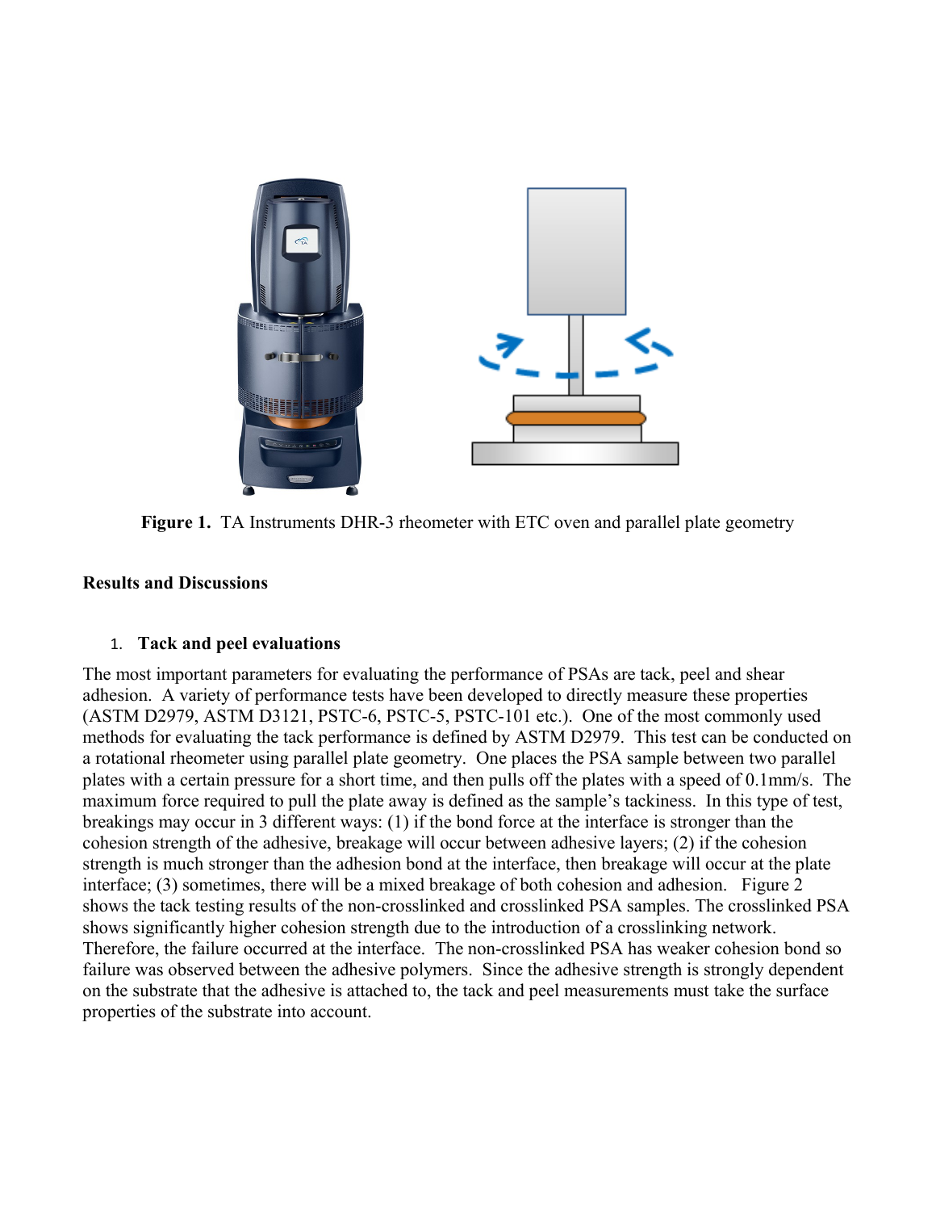**Figure 1.** TA Instruments DHR-3 rheometer with ETC oven and parallel plate geometry

## Results and Discussions

### 1. Tack and peel evaluations

The most important parameters for evaluating the performance of PSAs are tack, peel and shear adhesion. A variety of performance tests have been developed to directly measure these properties (ASTM D2979, ASTM D3121, PSTC-6, PSTC-5, PSTC-101 etc.). One of the most commonly used methods for evaluating the tack performance is defined by ASTM D2979. This test can be conducted on a rotational rheometer using parallel plate geometry. One places the PSA sample between two parallel plates with a certain pressure for a short time, and then pulls off the plates with a speed of 0.1mm/s. The maximum force required to pull the plate away is defined as the sample's tackiness. In this type of test, breakings may occur in 3 different ways: (1) if the bond force at the interface is stronger than the cohesion strength of the adhesive, breakage will occur between adhesive layers; (2) if the cohesion strength is much stronger than the adhesion bond at the interface, then breakage will occur at the plate interface; (3) sometimes, there will be a mixed breakage of both cohesion and adhesion. Figure 2 shows the tack testing results of the non-crosslinked and crosslinked PSA samples. The crosslinked PSA shows significantly higher cohesion strength due to the introduction of a crosslinking network. Therefore, the failure occurred at the interface. The non-crosslinked PSA has weaker cohesion bond so failure was observed between the adhesive polymers. Since the adhesive strength is strongly dependent on the substrate that the adhesive is attached to, the tack and peel measurements must take the surface properties of the substrate into account.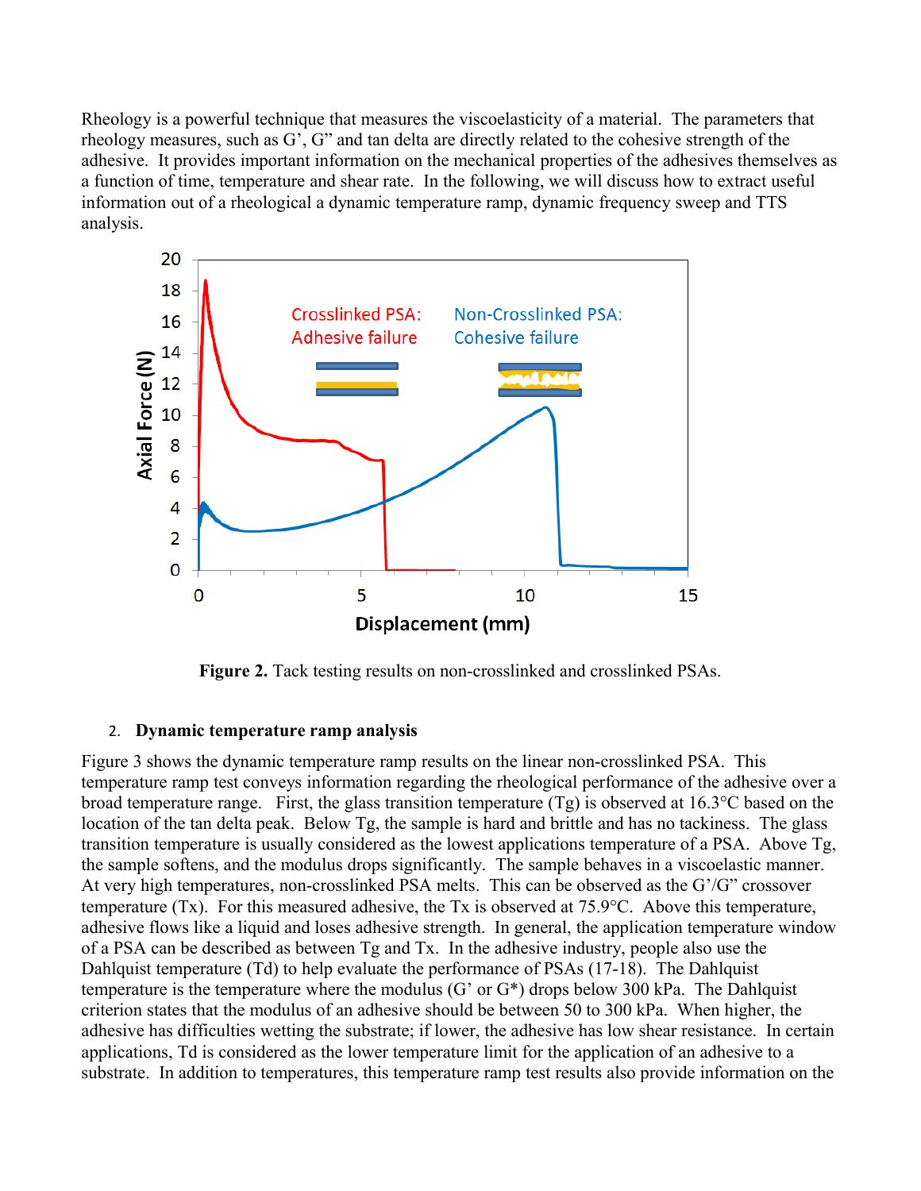Rheology is a powerful technique that measures the viscoelasticity of a material. The parameters that rheology measures, such as G', G" and tan delta are directly related to the cohesive strength of the adhesive. It provides important information on the mechanical properties of the adhesives themselves as a function of time, temperature and shear rate. In the following, we will discuss how to extract useful information out of a rheological a dynamic temperature ramp, dynamic frequency sweep and TTS analysis.

**Figure 2.** Tack testing results on non-crosslinked and crosslinked PSAs.

## 2. Dynamic temperature ramp analysis

Figure 3 shows the dynamic temperature ramp results on the linear non-crosslinked PSA. This temperature ramp test conveys information regarding the rheological performance of the adhesive over a broad temperature range. First, the glass transition temperature (Tg) is observed at 16.3°C based on the location of the tan delta peak. Below Tg, the sample is hard and brittle and has no tackiness. The glass transition temperature is usually considered as the lowest applications temperature of a PSA. Above Tg, the sample softens, and the modulus drops significantly. The sample behaves in a viscoelastic manner. At very high temperatures, non-crosslinked PSA melts. This can be observed as the G'/G" crossover temperature (Tx). For this measured adhesive, the Tx is observed at 75.9°C. Above this temperature, adhesive flows like a liquid and loses adhesive strength. In general, the application temperature window of a PSA can be described as between Tg and Tx. In the adhesive industry, people also use the Dahlquist temperature (Td) to help evaluate the performance of PSAs (17-18). The Dahlquist temperature is the temperature where the modulus (G' or G*) drops below 300 kPa. The Dahlquist criterion states that the modulus of an adhesive should be between 50 to 300 kPa. When higher, the adhesive has difficulties wetting the substrate; if lower, the adhesive has low shear resistance. In certain applications, Td is considered as the lower temperature limit for the application of an adhesive to a substrate. In addition to temperatures, this temperature ramp test results also provide information on the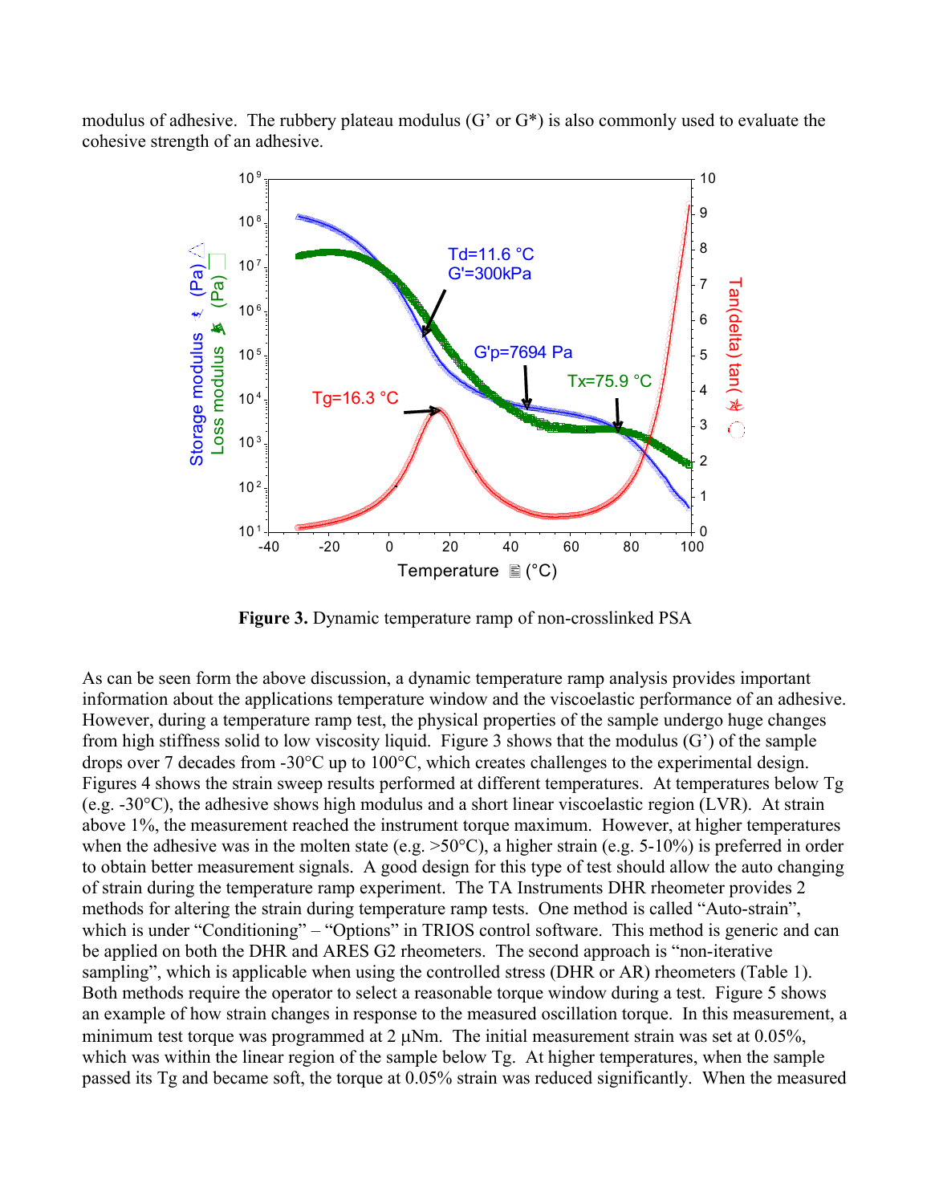modulus of adhesive. The rubbery plateau modulus (G' or G*) is also commonly used to evaluate the cohesive strength of an adhesive.

**Figure 3.** Dynamic temperature ramp of non-crosslinked PSA

As can be seen form the above discussion, a dynamic temperature ramp analysis provides important information about the applications temperature window and the viscoelastic performance of an adhesive. However, during a temperature ramp test, the physical properties of the sample undergo huge changes from high stiffness solid to low viscosity liquid. Figure 3 shows that the modulus (G') of the sample drops over 7 decades from -30°C up to 100°C, which creates challenges to the experimental design. Figures 4 shows the strain sweep results performed at different temperatures. At temperatures below Tg (e.g. -30°C), the adhesive shows high modulus and a short linear viscoelastic region (LVR). At strain above 1%, the measurement reached the instrument torque maximum. However, at higher temperatures when the adhesive was in the molten state (e.g. >50°C), a higher strain (e.g. 5-10%) is preferred in order to obtain better measurement signals. A good design for this type of test should allow the auto changing of strain during the temperature ramp experiment. The TA Instruments DHR rheometer provides 2 methods for altering the strain during temperature ramp tests. One method is called "Auto-strain", which is under "Conditioning" – "Options" in TRIOS control software. This method is generic and can be applied on both the DHR and ARES G2 rheometers. The second approach is "non-iterative sampling", which is applicable when using the controlled stress (DHR or AR) rheometers (Table 1). Both methods require the operator to select a reasonable torque window during a test. Figure 5 shows an example of how strain changes in response to the measured oscillation torque. In this measurement, a minimum test torque was programmed at 2 μNm. The initial measurement strain was set at 0.05%, which was within the linear region of the sample below Tg. At higher temperatures, when the sample passed its Tg and became soft, the torque at 0.05% strain was reduced significantly. When the measured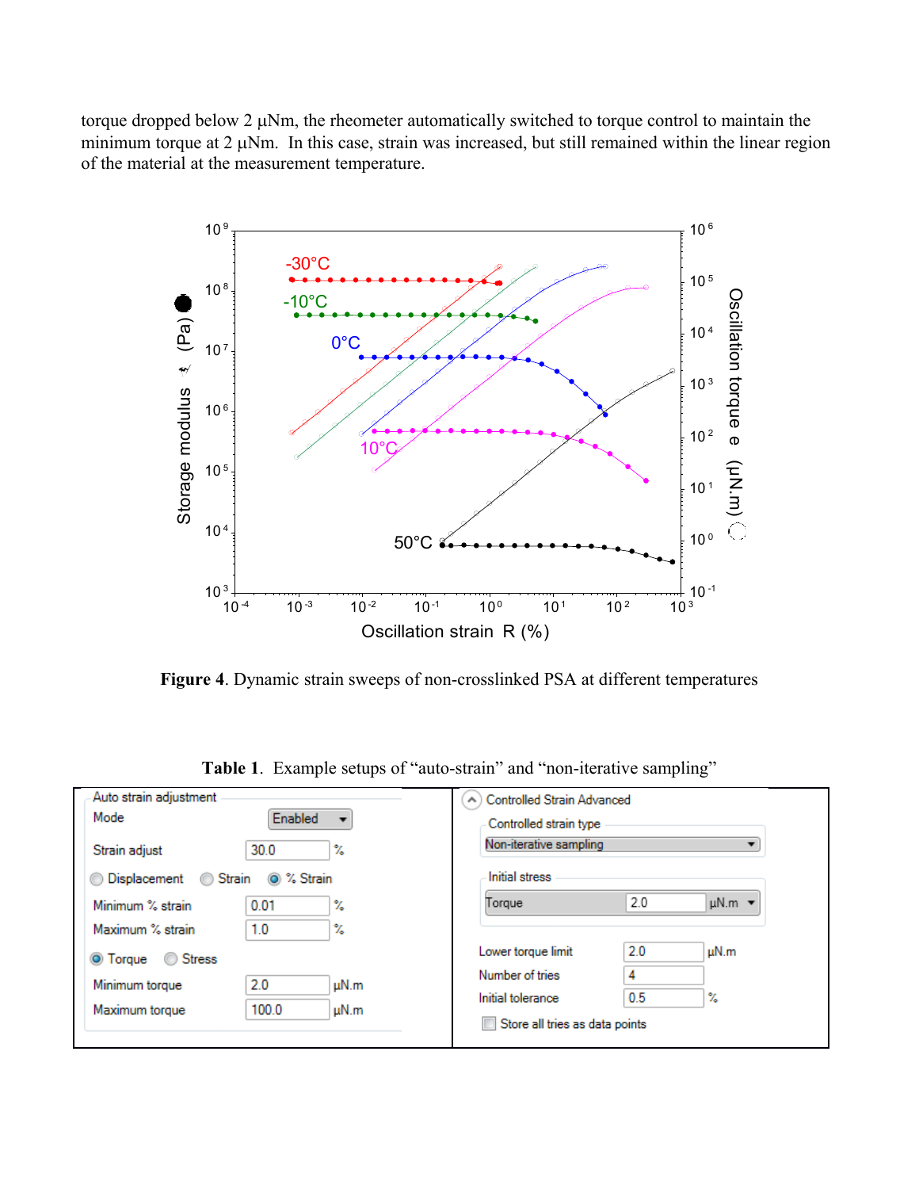torque dropped below 2 μNm, the rheometer automatically switched to torque control to maintain the minimum torque at 2 μNm. In this case, strain was increased, but still remained within the linear region of the material at the measurement temperature.

**Figure 4**. Dynamic strain sweeps of non-crosslinked PSA at different temperatures

**Table 1**. Example setups of "auto-strain" and "non-iterative sampling"

| Auto strain adjustment | | Controlled Strain Advanced | |
|---|---|---|---|
| Mode | Enabled | Controlled strain type | Non-iterative sampling |
| Strain adjust | 30.0 % | Initial stress | |
| ○ Displacement ○ Strain ◉ % Strain | | Torque | 2.0 μN.m |
| Minimum % strain | 0.01 % | Lower torque limit | 2.0 μN.m |
| Maximum % strain | 1.0 % | Number of tries | 4 |
| ◉ Torque ○ Stress | | Initial tolerance | 0.5 % |
| Minimum torque | 2.0 μN.m | ☐ Store all tries as data points | |
| Maximum torque | 100.0 μN.m | | |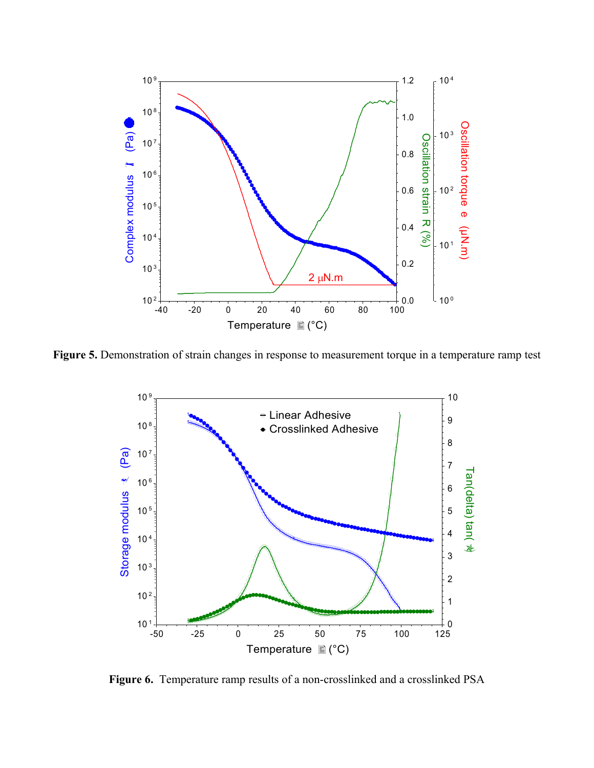Figure 5. Demonstration of strain changes in response to measurement torque in a temperature ramp test

Figure 6. Temperature ramp results of a non-crosslinked and a crosslinked PSA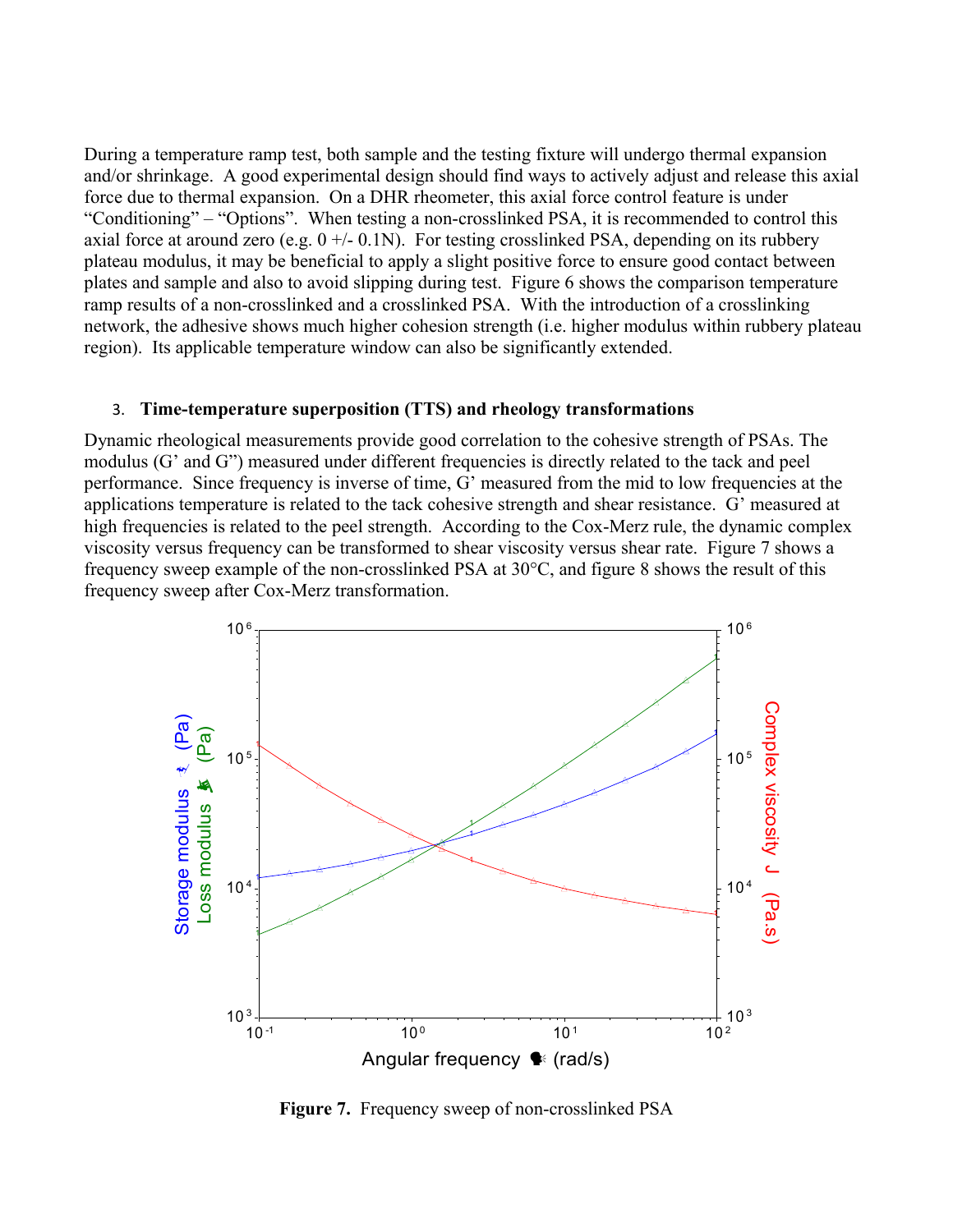During a temperature ramp test, both sample and the testing fixture will undergo thermal expansion and/or shrinkage. A good experimental design should find ways to actively adjust and release this axial force due to thermal expansion. On a DHR rheometer, this axial force control feature is under "Conditioning" – "Options". When testing a non-crosslinked PSA, it is recommended to control this axial force at around zero (e.g. 0 +/- 0.1N). For testing crosslinked PSA, depending on its rubbery plateau modulus, it may be beneficial to apply a slight positive force to ensure good contact between plates and sample and also to avoid slipping during test. Figure 6 shows the comparison temperature ramp results of a non-crosslinked and a crosslinked PSA. With the introduction of a crosslinking network, the adhesive shows much higher cohesion strength (i.e. higher modulus within rubbery plateau region). Its applicable temperature window can also be significantly extended.

### 3. Time-temperature superposition (TTS) and rheology transformations

Dynamic rheological measurements provide good correlation to the cohesive strength of PSAs. The modulus (G' and G") measured under different frequencies is directly related to the tack and peel performance. Since frequency is inverse of time, G' measured from the mid to low frequencies at the applications temperature is related to the tack cohesive strength and shear resistance. G' measured at high frequencies is related to the peel strength. According to the Cox-Merz rule, the dynamic complex viscosity versus frequency can be transformed to shear viscosity versus shear rate. Figure 7 shows a frequency sweep example of the non-crosslinked PSA at 30°C, and figure 8 shows the result of this frequency sweep after Cox-Merz transformation.

**Figure 7.** Frequency sweep of non-crosslinked PSA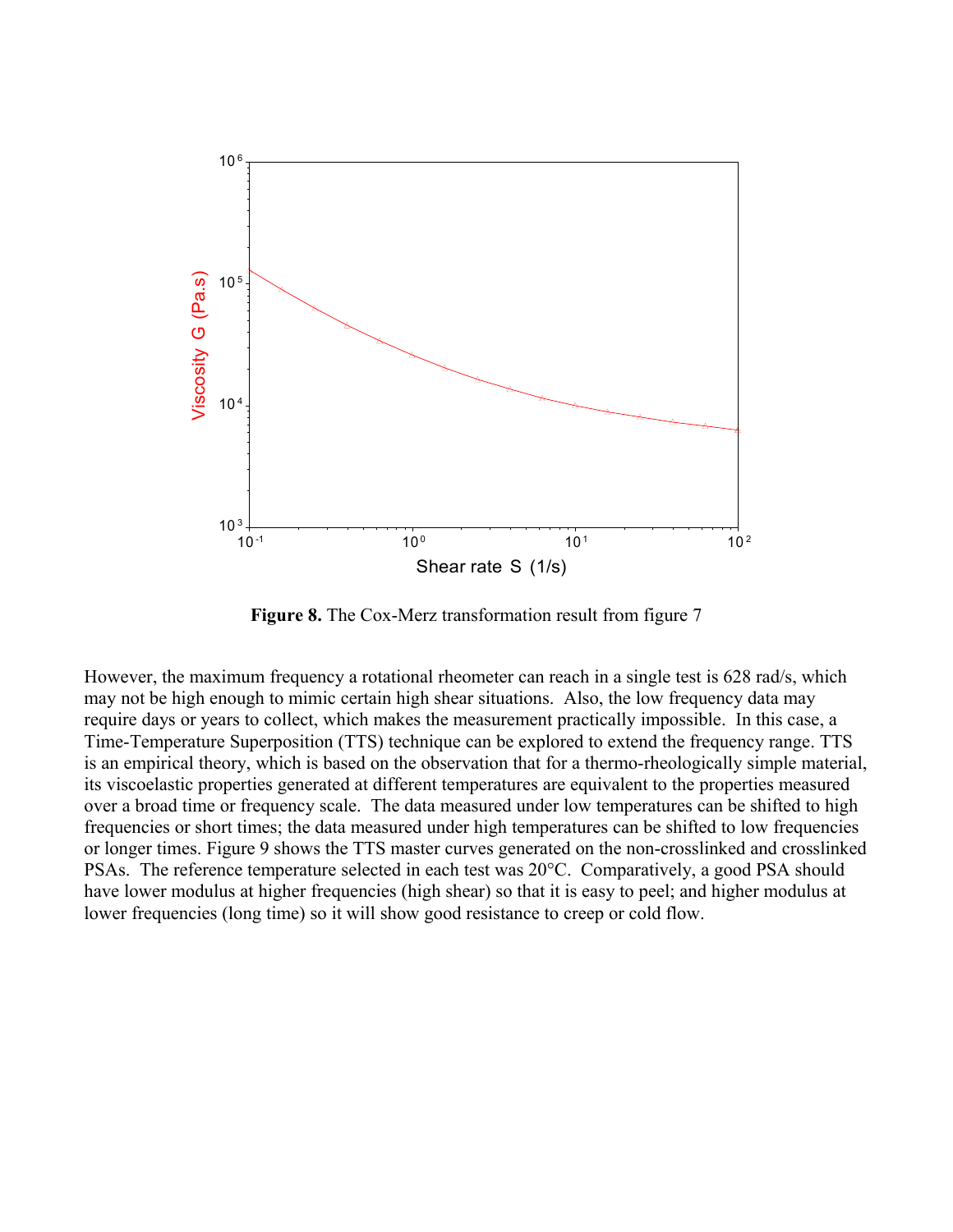**Figure 8.** The Cox-Merz transformation result from figure 7

However, the maximum frequency a rotational rheometer can reach in a single test is 628 rad/s, which may not be high enough to mimic certain high shear situations. Also, the low frequency data may require days or years to collect, which makes the measurement practically impossible. In this case, a Time-Temperature Superposition (TTS) technique can be explored to extend the frequency range. TTS is an empirical theory, which is based on the observation that for a thermo-rheologically simple material, its viscoelastic properties generated at different temperatures are equivalent to the properties measured over a broad time or frequency scale. The data measured under low temperatures can be shifted to high frequencies or short times; the data measured under high temperatures can be shifted to low frequencies or longer times. Figure 9 shows the TTS master curves generated on the non-crosslinked and crosslinked PSAs. The reference temperature selected in each test was 20°C. Comparatively, a good PSA should have lower modulus at higher frequencies (high shear) so that it is easy to peel; and higher modulus at lower frequencies (long time) so it will show good resistance to creep or cold flow.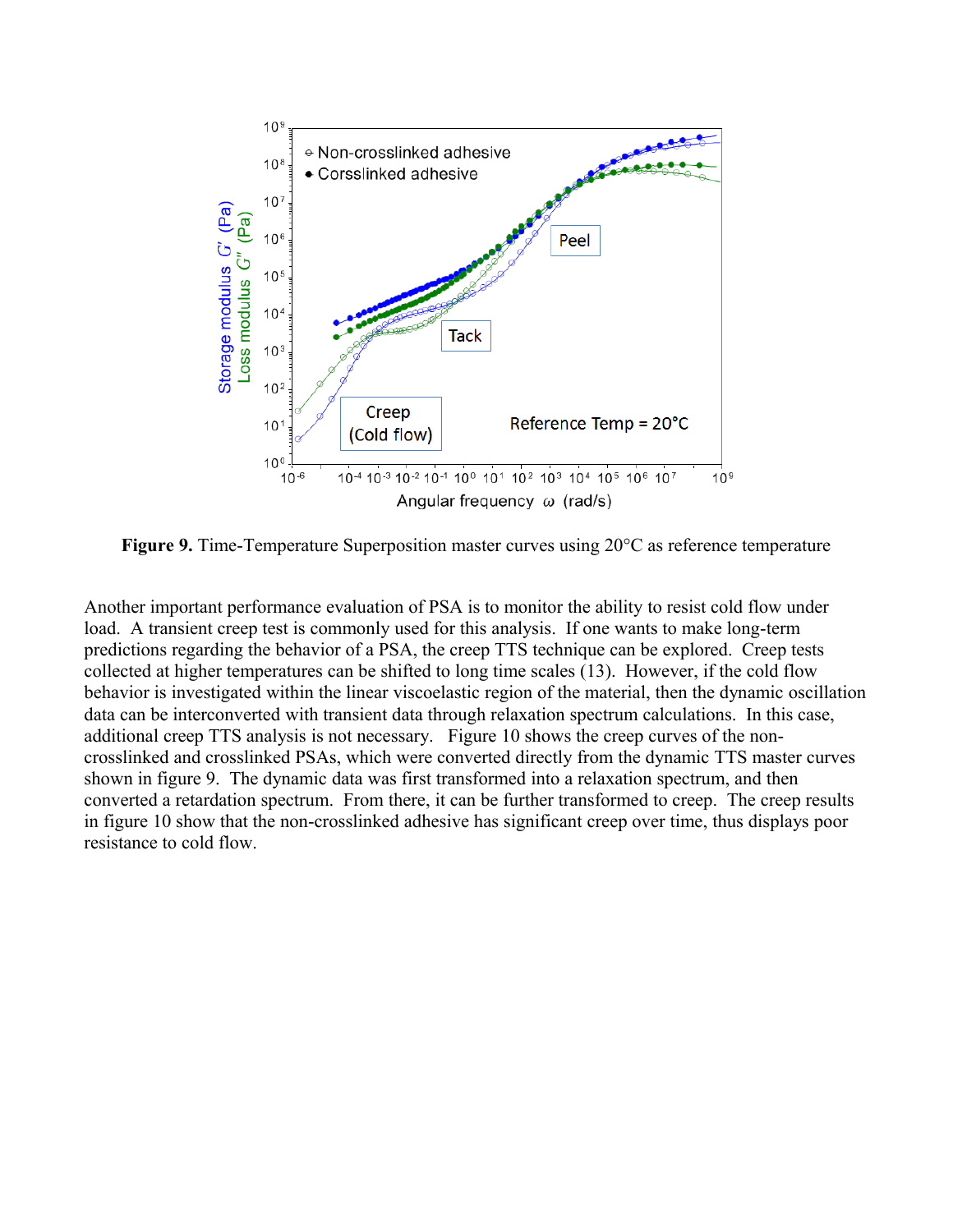**Figure 9.** Time-Temperature Superposition master curves using 20°C as reference temperature

Another important performance evaluation of PSA is to monitor the ability to resist cold flow under load. A transient creep test is commonly used for this analysis. If one wants to make long-term predictions regarding the behavior of a PSA, the creep TTS technique can be explored. Creep tests collected at higher temperatures can be shifted to long time scales (13). However, if the cold flow behavior is investigated within the linear viscoelastic region of the material, then the dynamic oscillation data can be interconverted with transient data through relaxation spectrum calculations. In this case, additional creep TTS analysis is not necessary. Figure 10 shows the creep curves of the non-crosslinked and crosslinked PSAs, which were converted directly from the dynamic TTS master curves shown in figure 9. The dynamic data was first transformed into a relaxation spectrum, and then converted a retardation spectrum. From there, it can be further transformed to creep. The creep results in figure 10 show that the non-crosslinked adhesive has significant creep over time, thus displays poor resistance to cold flow.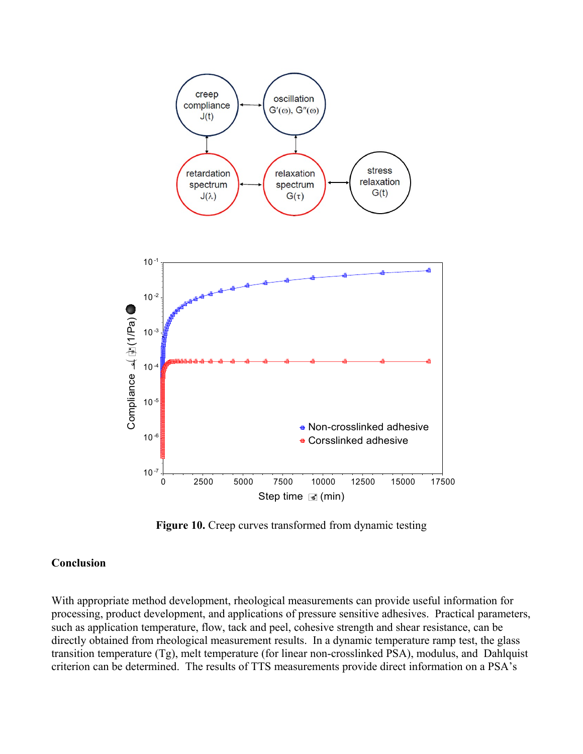**Figure 10.** Creep curves transformed from dynamic testing

## Conclusion

With appropriate method development, rheological measurements can provide useful information for processing, product development, and applications of pressure sensitive adhesives. Practical parameters, such as application temperature, flow, tack and peel, cohesive strength and shear resistance, can be directly obtained from rheological measurement results. In a dynamic temperature ramp test, the glass transition temperature (Tg), melt temperature (for linear non-crosslinked PSA), modulus, and Dahlquist criterion can be determined. The results of TTS measurements provide direct information on a PSA's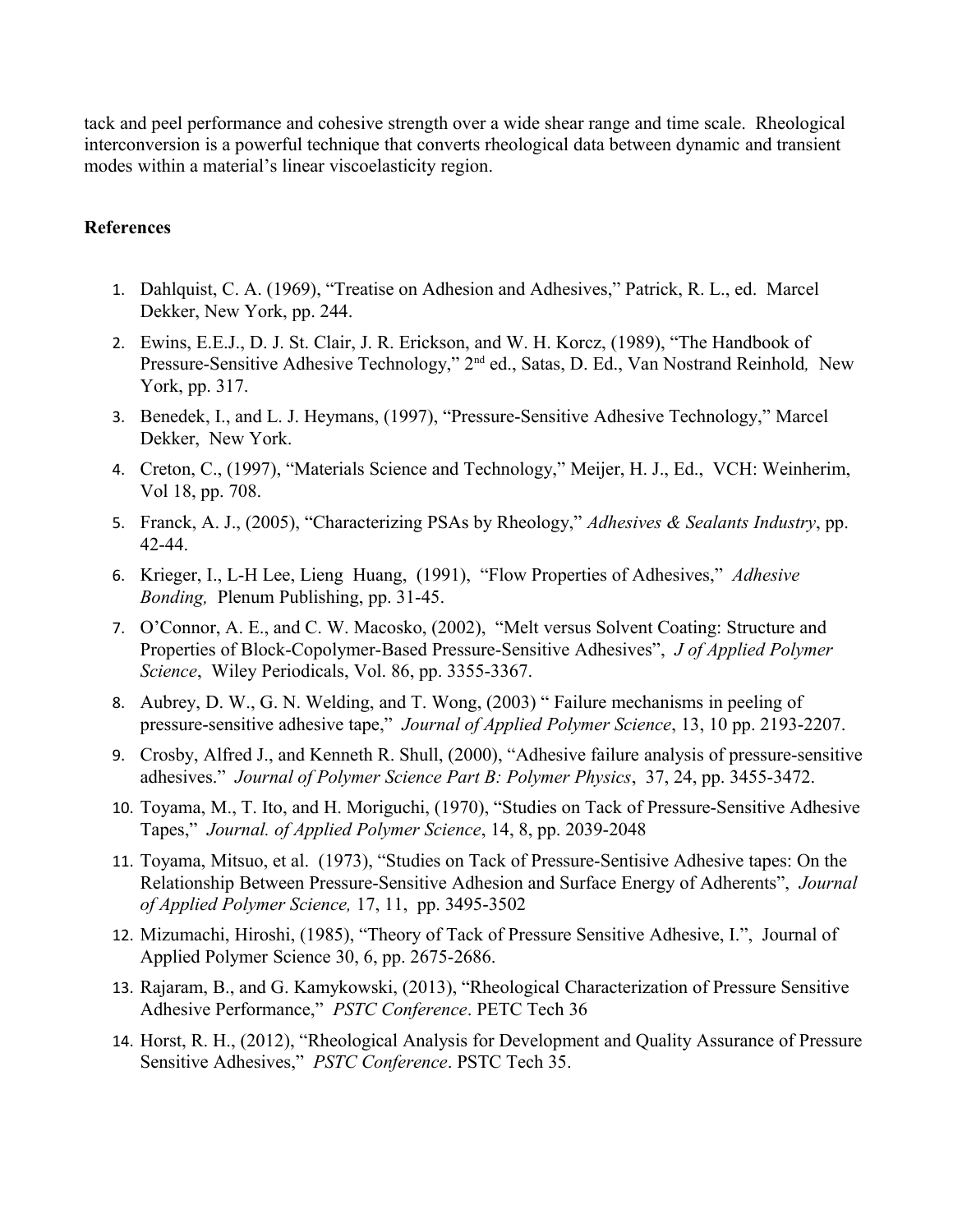tack and peel performance and cohesive strength over a wide shear range and time scale. Rheological interconversion is a powerful technique that converts rheological data between dynamic and transient modes within a material's linear viscoelasticity region.

**References**

1. Dahlquist, C. A. (1969), "Treatise on Adhesion and Adhesives," Patrick, R. L., ed. Marcel Dekker, New York, pp. 244.
2. Ewins, E.E.J., D. J. St. Clair, J. R. Erickson, and W. H. Korcz, (1989), "The Handbook of Pressure-Sensitive Adhesive Technology," 2nd ed., Satas, D. Ed., Van Nostrand Reinhold*,* New York, pp. 317.
3. Benedek, I., and L. J. Heymans, (1997), "Pressure-Sensitive Adhesive Technology," Marcel Dekker, New York.
4. Creton, C., (1997), "Materials Science and Technology," Meijer, H. J., Ed., VCH: Weinherim, Vol 18, pp. 708.
5. Franck, A. J., (2005), "Characterizing PSAs by Rheology," *Adhesives & Sealants Industry*, pp. 42-44.
6. Krieger, I., L-H Lee, Lieng Huang, (1991), "Flow Properties of Adhesives," *Adhesive Bonding,* Plenum Publishing, pp. 31-45.
7. O'Connor, A. E., and C. W. Macosko, (2002), "Melt versus Solvent Coating: Structure and Properties of Block-Copolymer-Based Pressure-Sensitive Adhesives", *J of Applied Polymer Science*, Wiley Periodicals, Vol. 86, pp. 3355-3367.
8. Aubrey, D. W., G. N. Welding, and T. Wong, (2003) " Failure mechanisms in peeling of pressure-sensitive adhesive tape," *Journal of Applied Polymer Science*, 13, 10 pp. 2193-2207.
9. Crosby, Alfred J., and Kenneth R. Shull, (2000), "Adhesive failure analysis of pressure-sensitive adhesives." *Journal of Polymer Science Part B: Polymer Physics*, 37, 24, pp. 3455-3472.
10. Toyama, M., T. Ito, and H. Moriguchi, (1970), "Studies on Tack of Pressure-Sensitive Adhesive Tapes," *Journal. of Applied Polymer Science*, 14, 8, pp. 2039-2048
11. Toyama, Mitsuo, et al. (1973), "Studies on Tack of Pressure-Sentisive Adhesive tapes: On the Relationship Between Pressure-Sensitive Adhesion and Surface Energy of Adherents", *Journal of Applied Polymer Science,* 17, 11, pp. 3495-3502
12. Mizumachi, Hiroshi, (1985), "Theory of Tack of Pressure Sensitive Adhesive, I.", Journal of Applied Polymer Science 30, 6, pp. 2675-2686.
13. Rajaram, B., and G. Kamykowski, (2013), "Rheological Characterization of Pressure Sensitive Adhesive Performance," *PSTC Conference*. PETC Tech 36
14. Horst, R. H., (2012), "Rheological Analysis for Development and Quality Assurance of Pressure Sensitive Adhesives," *PSTC Conference*. PSTC Tech 35.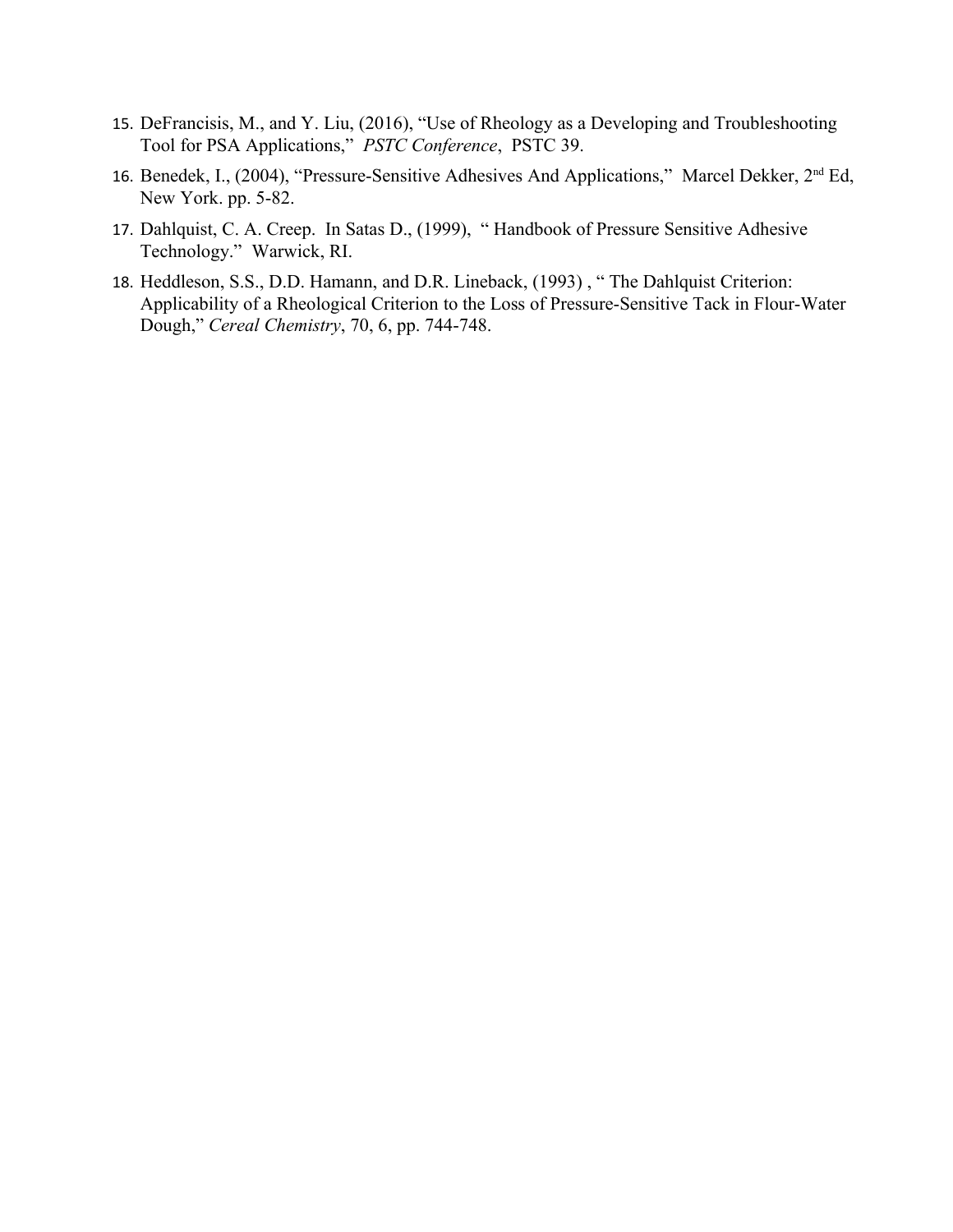15. DeFrancisis, M., and Y. Liu, (2016), "Use of Rheology as a Developing and Troubleshooting Tool for PSA Applications," *PSTC Conference*, PSTC 39.
16. Benedek, I., (2004), "Pressure-Sensitive Adhesives And Applications," Marcel Dekker, 2nd Ed, New York. pp. 5-82.
17. Dahlquist, C. A. Creep. In Satas D., (1999), " Handbook of Pressure Sensitive Adhesive Technology." Warwick, RI.
18. Heddleson, S.S., D.D. Hamann, and D.R. Lineback, (1993) , " The Dahlquist Criterion: Applicability of a Rheological Criterion to the Loss of Pressure-Sensitive Tack in Flour-Water Dough," *Cereal Chemistry*, 70, 6, pp. 744-748.